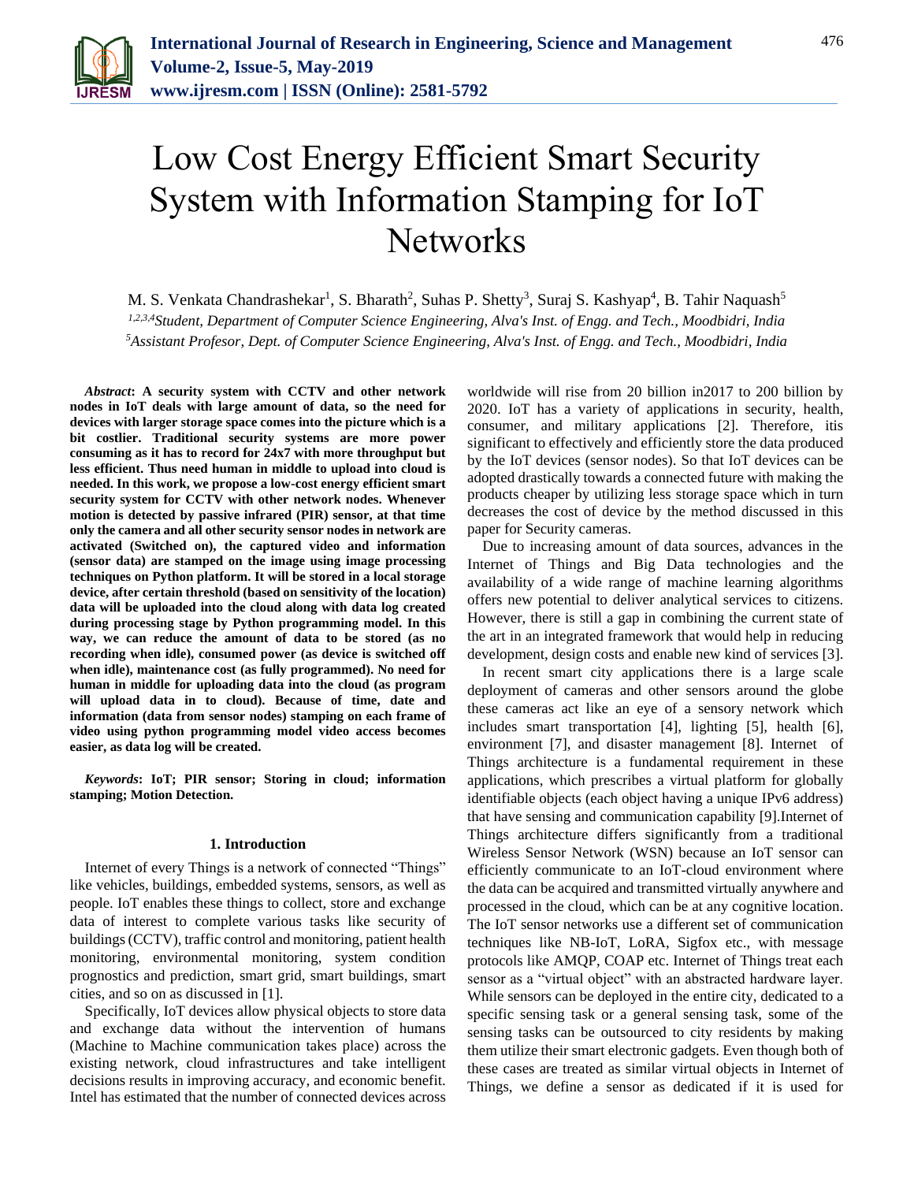# Low Cost Energy Efficient Smart Security System with Information Stamping for IoT Networks

M. S. Venkata Chandrashekar[1], S. Bharath[2], Suhas P. Shetty[3], Suraj S. Kashyap[4], B. Tahir Naquash[5]

[1,2,3,4]*Student, Department of Computer Science Engineering, Alva's Inst. of Engg. and Tech., Moodbidri, India*

[5]*Assistant Profesor, Dept. of Computer Science Engineering, Alva's Inst. of Engg. and Tech., Moodbidri, India*

***Abstract*: A security system with CCTV and other network nodes in IoT deals with large amount of data, so the need for devices with larger storage space comes into the picture which is a bit costlier. Traditional security systems are more power consuming as it has to record for 24x7 with more throughput but less efficient. Thus need human in middle to upload into cloud is needed. In this work, we propose a low-cost energy efficient smart security system for CCTV with other network nodes. Whenever motion is detected by passive infrared (PIR) sensor, at that time only the camera and all other security sensor nodes in network are activated (Switched on), the captured video and information (sensor data) are stamped on the image using image processing techniques on Python platform. It will be stored in a local storage device, after certain threshold (based on sensitivity of the location) data will be uploaded into the cloud along with data log created during processing stage by Python programming model. In this way, we can reduce the amount of data to be stored (as no recording when idle), consumed power (as device is switched off when idle), maintenance cost (as fully programmed). No need for human in middle for uploading data into the cloud (as program will upload data in to cloud). Because of time, date and information (data from sensor nodes) stamping on each frame of video using python programming model video access becomes easier, as data log will be created.**

***Keywords*: IoT; PIR sensor; Storing in cloud; information stamping; Motion Detection.**

## 1. Introduction

Internet of every Things is a network of connected "Things" like vehicles, buildings, embedded systems, sensors, as well as people. IoT enables these things to collect, store and exchange data of interest to complete various tasks like security of buildings (CCTV), traffic control and monitoring, patient health monitoring, environmental monitoring, system condition prognostics and prediction, smart grid, smart buildings, smart cities, and so on as discussed in [1].

Specifically, IoT devices allow physical objects to store data and exchange data without the intervention of humans (Machine to Machine communication takes place) across the existing network, cloud infrastructures and take intelligent decisions results in improving accuracy, and economic benefit. Intel has estimated that the number of connected devices across worldwide will rise from 20 billion in2017 to 200 billion by 2020. IoT has a variety of applications in security, health, consumer, and military applications [2]. Therefore, itis significant to effectively and efficiently store the data produced by the IoT devices (sensor nodes). So that IoT devices can be adopted drastically towards a connected future with making the products cheaper by utilizing less storage space which in turn decreases the cost of device by the method discussed in this paper for Security cameras.

Due to increasing amount of data sources, advances in the Internet of Things and Big Data technologies and the availability of a wide range of machine learning algorithms offers new potential to deliver analytical services to citizens. However, there is still a gap in combining the current state of the art in an integrated framework that would help in reducing development, design costs and enable new kind of services [3].

In recent smart city applications there is a large scale deployment of cameras and other sensors around the globe these cameras act like an eye of a sensory network which includes smart transportation [4], lighting [5], health [6], environment [7], and disaster management [8]. Internet of Things architecture is a fundamental requirement in these applications, which prescribes a virtual platform for globally identifiable objects (each object having a unique IPv6 address) that have sensing and communication capability [9].Internet of Things architecture differs significantly from a traditional Wireless Sensor Network (WSN) because an IoT sensor can efficiently communicate to an IoT-cloud environment where the data can be acquired and transmitted virtually anywhere and processed in the cloud, which can be at any cognitive location. The IoT sensor networks use a different set of communication techniques like NB-IoT, LoRA, Sigfox etc., with message protocols like AMQP, COAP etc. Internet of Things treat each sensor as a "virtual object" with an abstracted hardware layer. While sensors can be deployed in the entire city, dedicated to a specific sensing task or a general sensing task, some of the sensing tasks can be outsourced to city residents by making them utilize their smart electronic gadgets. Even though both of these cases are treated as similar virtual objects in Internet of Things, we define a sensor as dedicated if it is used for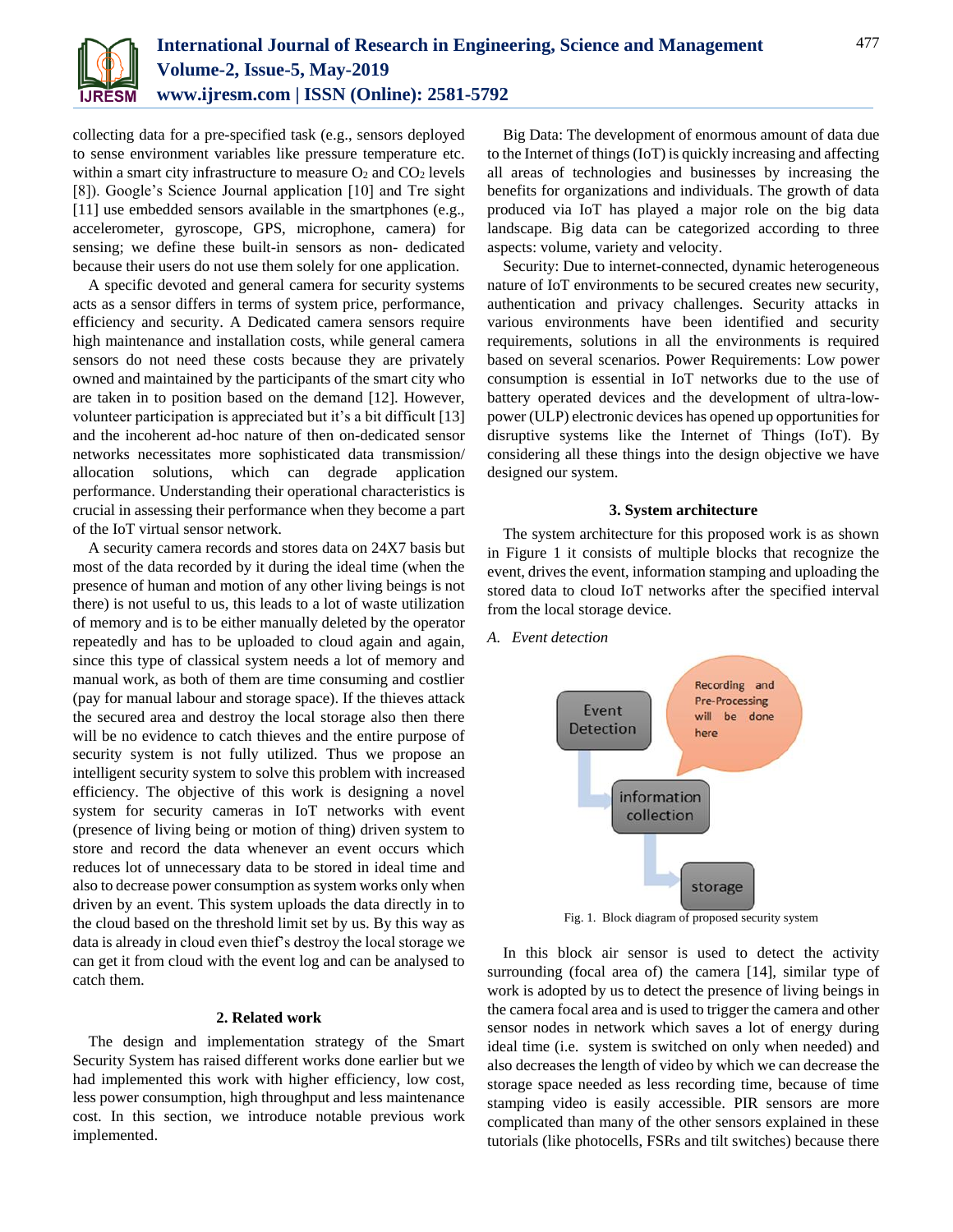collecting data for a pre-specified task (e.g., sensors deployed to sense environment variables like pressure temperature etc. within a smart city infrastructure to measure $O_2$ and $CO_2$ levels [8]). Google's Science Journal application [10] and Tre sight [11] use embedded sensors available in the smartphones (e.g., accelerometer, gyroscope, GPS, microphone, camera) for sensing; we define these built-in sensors as non- dedicated because their users do not use them solely for one application.

A specific devoted and general camera for security systems acts as a sensor differs in terms of system price, performance, efficiency and security. A Dedicated camera sensors require high maintenance and installation costs, while general camera sensors do not need these costs because they are privately owned and maintained by the participants of the smart city who are taken in to position based on the demand [12]. However, volunteer participation is appreciated but it's a bit difficult [13] and the incoherent ad-hoc nature of then on-dedicated sensor networks necessitates more sophisticated data transmission/ allocation solutions, which can degrade application performance. Understanding their operational characteristics is crucial in assessing their performance when they become a part of the IoT virtual sensor network.

A security camera records and stores data on 24X7 basis but most of the data recorded by it during the ideal time (when the presence of human and motion of any other living beings is not there) is not useful to us, this leads to a lot of waste utilization of memory and is to be either manually deleted by the operator repeatedly and has to be uploaded to cloud again and again, since this type of classical system needs a lot of memory and manual work, as both of them are time consuming and costlier (pay for manual labour and storage space). If the thieves attack the secured area and destroy the local storage also then there will be no evidence to catch thieves and the entire purpose of security system is not fully utilized. Thus we propose an intelligent security system to solve this problem with increased efficiency. The objective of this work is designing a novel system for security cameras in IoT networks with event (presence of living being or motion of thing) driven system to store and record the data whenever an event occurs which reduces lot of unnecessary data to be stored in ideal time and also to decrease power consumption as system works only when driven by an event. This system uploads the data directly in to the cloud based on the threshold limit set by us. By this way as data is already in cloud even thief's destroy the local storage we can get it from cloud with the event log and can be analysed to catch them.

## 2. Related work

The design and implementation strategy of the Smart Security System has raised different works done earlier but we had implemented this work with higher efficiency, low cost, less power consumption, high throughput and less maintenance cost. In this section, we introduce notable previous work implemented.

Big Data: The development of enormous amount of data due to the Internet of things (IoT) is quickly increasing and affecting all areas of technologies and businesses by increasing the benefits for organizations and individuals. The growth of data produced via IoT has played a major role on the big data landscape. Big data can be categorized according to three aspects: volume, variety and velocity.

Security: Due to internet-connected, dynamic heterogeneous nature of IoT environments to be secured creates new security, authentication and privacy challenges. Security attacks in various environments have been identified and security requirements, solutions in all the environments is required based on several scenarios. Power Requirements: Low power consumption is essential in IoT networks due to the use of battery operated devices and the development of ultra-low-power (ULP) electronic devices has opened up opportunities for disruptive systems like the Internet of Things (IoT). By considering all these things into the design objective we have designed our system.

## 3. System architecture

The system architecture for this proposed work is as shown in Figure 1 it consists of multiple blocks that recognize the event, drives the event, information stamping and uploading the stored data to cloud IoT networks after the specified interval from the local storage device.

### A. Event detection

Event Detection

Recording and Pre-Processing will be done here

information collection

storage

Fig. 1. Block diagram of proposed security system

In this block air sensor is used to detect the activity surrounding (focal area of) the camera [14], similar type of work is adopted by us to detect the presence of living beings in the camera focal area and is used to trigger the camera and other sensor nodes in network which saves a lot of energy during ideal time (i.e. system is switched on only when needed) and also decreases the length of video by which we can decrease the storage space needed as less recording time, because of time stamping video is easily accessible. PIR sensors are more complicated than many of the other sensors explained in these tutorials (like photocells, FSRs and tilt switches) because there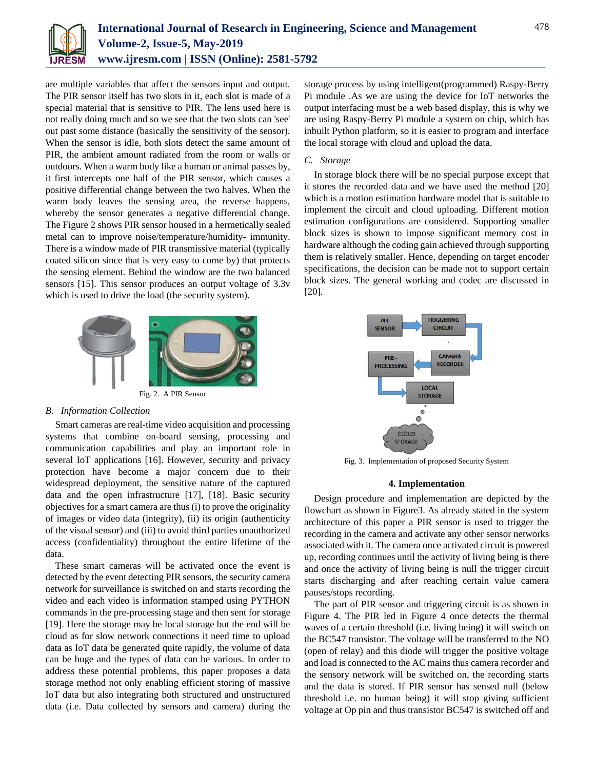are multiple variables that affect the sensors input and output. The PIR sensor itself has two slots in it, each slot is made of a special material that is sensitive to PIR. The lens used here is not really doing much and so we see that the two slots can 'see' out past some distance (basically the sensitivity of the sensor). When the sensor is idle, both slots detect the same amount of PIR, the ambient amount radiated from the room or walls or outdoors. When a warm body like a human or animal passes by, it first intercepts one half of the PIR sensor, which causes a positive differential change between the two halves. When the warm body leaves the sensing area, the reverse happens, whereby the sensor generates a negative differential change. The Figure 2 shows PIR sensor housed in a hermetically sealed metal can to improve noise/temperature/humidity- immunity. There is a window made of PIR transmissive material (typically coated silicon since that is very easy to come by) that protects the sensing element. Behind the window are the two balanced sensors [15]. This sensor produces an output voltage of 3.3v which is used to drive the load (the security system).

Fig. 2. A PIR Sensor

### B. *Information Collection*

Smart cameras are real-time video acquisition and processing systems that combine on-board sensing, processing and communication capabilities and play an important role in several IoT applications [16]. However, security and privacy protection have become a major concern due to their widespread deployment, the sensitive nature of the captured data and the open infrastructure [17], [18]. Basic security objectives for a smart camera are thus (i) to prove the originality of images or video data (integrity), (ii) its origin (authenticity of the visual sensor) and (iii) to avoid third parties unauthorized access (confidentiality) throughout the entire lifetime of the data.

These smart cameras will be activated once the event is detected by the event detecting PIR sensors, the security camera network for surveillance is switched on and starts recording the video and each video is information stamped using PYTHON commands in the pre-processing stage and then sent for storage [19]. Here the storage may be local storage but the end will be cloud as for slow network connections it need time to upload data as IoT data be generated quite rapidly, the volume of data can be huge and the types of data can be various. In order to address these potential problems, this paper proposes a data storage method not only enabling efficient storing of massive IoT data but also integrating both structured and unstructured data (i.e. Data collected by sensors and camera) during the storage process by using intelligent(programmed) Raspy-Berry Pi module .As we are using the device for IoT networks the output interfacing must be a web based display, this is why we are using Raspy-Berry Pi module a system on chip, which has inbuilt Python platform, so it is easier to program and interface the local storage with cloud and upload the data.

### C. *Storage*

In storage block there will be no special purpose except that it stores the recorded data and we have used the method [20] which is a motion estimation hardware model that is suitable to implement the circuit and cloud uploading. Different motion estimation configurations are considered. Supporting smaller block sizes is shown to impose significant memory cost in hardware although the coding gain achieved through supporting them is relatively smaller. Hence, depending on target encoder specifications, the decision can be made not to support certain block sizes. The general working and codec are discussed in [20].

PIR SENSOR
TRIGGERING CIRCUIT
PRE - PROCESSING
CAMERA RECORDER
LOCAL STORAGE
CLOUD STORAGE

Fig. 3. Implementation of proposed Security System

## 4. Implementation

Design procedure and implementation are depicted by the flowchart as shown in Figure3. As already stated in the system architecture of this paper a PIR sensor is used to trigger the recording in the camera and activate any other sensor networks associated with it. The camera once activated circuit is powered up, recording continues until the activity of living being is there and once the activity of living being is null the trigger circuit starts discharging and after reaching certain value camera pauses/stops recording.

The part of PIR sensor and triggering circuit is as shown in Figure 4. The PIR led in Figure 4 once detects the thermal waves of a certain threshold (i.e. living being) it will switch on the BC547 transistor. The voltage will be transferred to the NO (open of relay) and this diode will trigger the positive voltage and load is connected to the AC mains thus camera recorder and the sensory network will be switched on, the recording starts and the data is stored. If PIR sensor has sensed null (below threshold i.e. no human being) it will stop giving sufficient voltage at Op pin and thus transistor BC547 is switched off and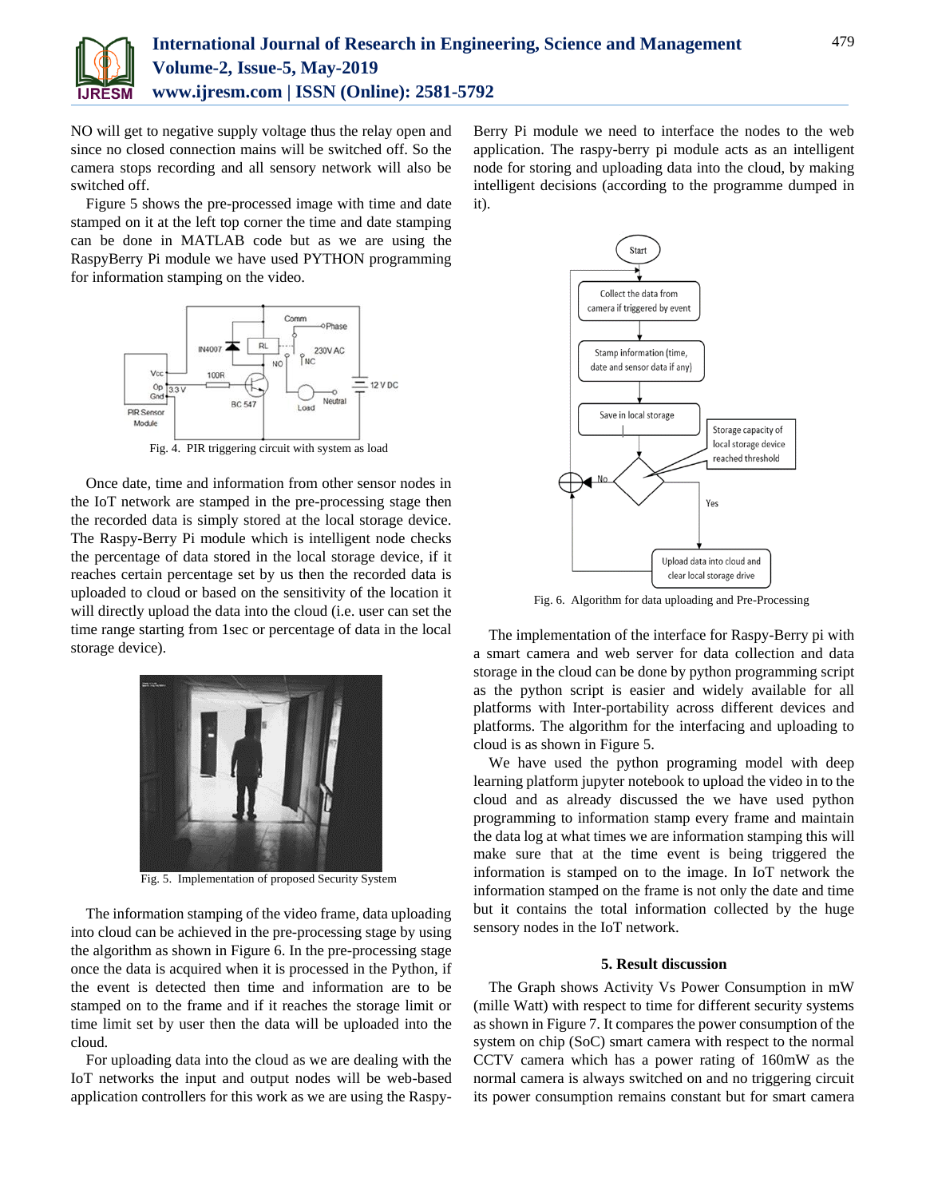NO will get to negative supply voltage thus the relay open and since no closed connection mains will be switched off. So the camera stops recording and all sensory network will also be switched off.

Figure 5 shows the pre-processed image with time and date stamped on it at the left top corner the time and date stamping can be done in MATLAB code but as we are using the RaspyBerry Pi module we have used PYTHON programming for information stamping on the video.

Fig. 4. PIR triggering circuit with system as load

Once date, time and information from other sensor nodes in the IoT network are stamped in the pre-processing stage then the recorded data is simply stored at the local storage device. The Raspy-Berry Pi module which is intelligent node checks the percentage of data stored in the local storage device, if it reaches certain percentage set by us then the recorded data is uploaded to cloud or based on the sensitivity of the location it will directly upload the data into the cloud (i.e. user can set the time range starting from 1sec or percentage of data in the local storage device).

Fig. 5. Implementation of proposed Security System

The information stamping of the video frame, data uploading into cloud can be achieved in the pre-processing stage by using the algorithm as shown in Figure 6. In the pre-processing stage once the data is acquired when it is processed in the Python, if the event is detected then time and information are to be stamped on to the frame and if it reaches the storage limit or time limit set by user then the data will be uploaded into the cloud.

For uploading data into the cloud as we are dealing with the IoT networks the input and output nodes will be web-based application controllers for this work as we are using the Raspy-Berry Pi module we need to interface the nodes to the web application. The raspy-berry pi module acts as an intelligent node for storing and uploading data into the cloud, by making intelligent decisions (according to the programme dumped in it).

Fig. 6. Algorithm for data uploading and Pre-Processing

The implementation of the interface for Raspy-Berry pi with a smart camera and web server for data collection and data storage in the cloud can be done by python programming script as the python script is easier and widely available for all platforms with Inter-portability across different devices and platforms. The algorithm for the interfacing and uploading to cloud is as shown in Figure 5.

We have used the python programing model with deep learning platform jupyter notebook to upload the video in to the cloud and as already discussed the we have used python programming to information stamp every frame and maintain the data log at what times we are information stamping this will make sure that at the time event is being triggered the information is stamped on to the image. In IoT network the information stamped on the frame is not only the date and time but it contains the total information collected by the huge sensory nodes in the IoT network.

## 5. Result discussion

The Graph shows Activity Vs Power Consumption in mW (mille Watt) with respect to time for different security systems as shown in Figure 7. It compares the power consumption of the system on chip (SoC) smart camera with respect to the normal CCTV camera which has a power rating of 160mW as the normal camera is always switched on and no triggering circuit its power consumption remains constant but for smart camera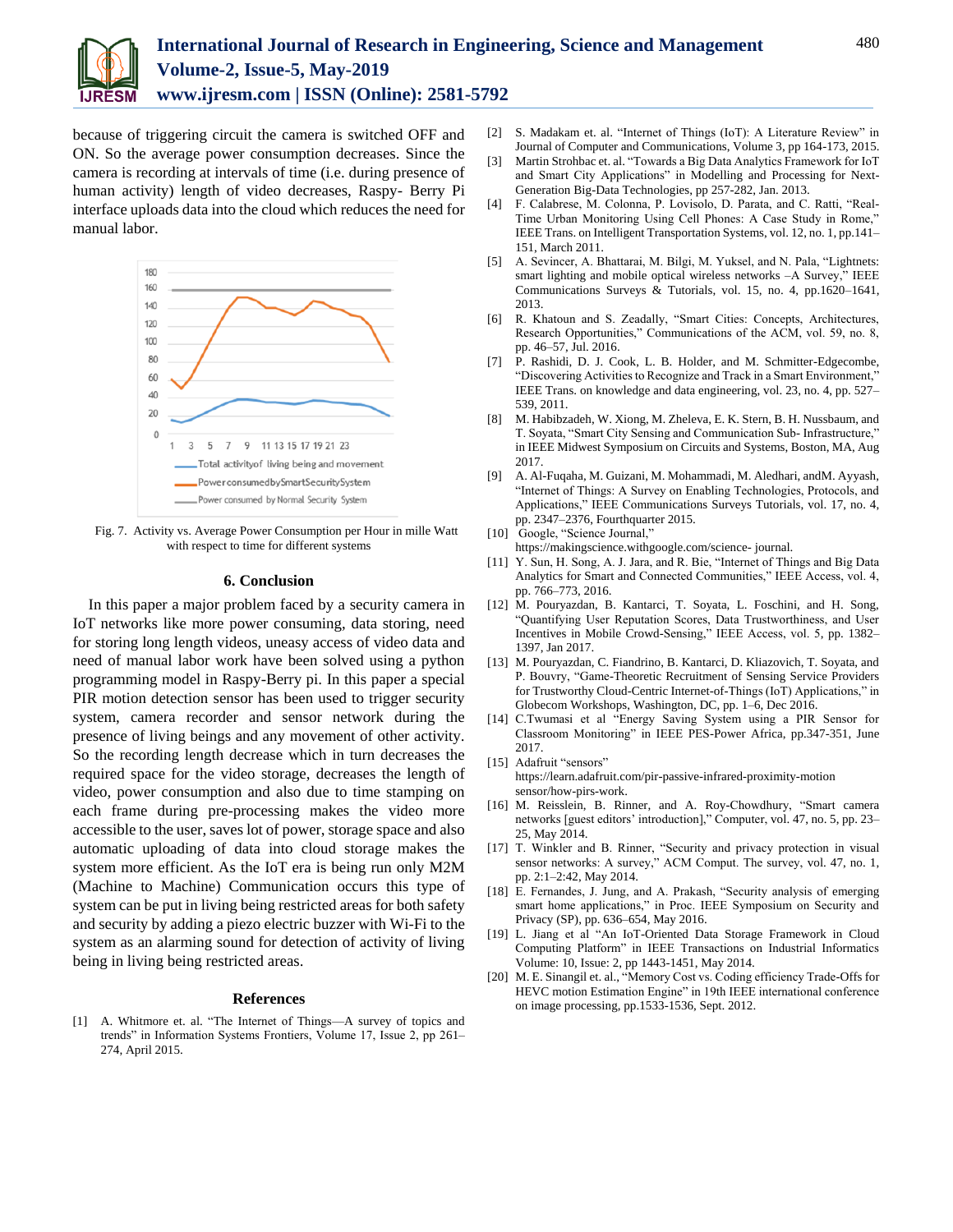because of triggering circuit the camera is switched OFF and ON. So the average power consumption decreases. Since the camera is recording at intervals of time (i.e. during presence of human activity) length of video decreases, Raspy- Berry Pi interface uploads data into the cloud which reduces the need for manual labor.

180
160
140
120
100
80
60
40
20
0
1 3 5 7 9 11 13 15 17 19 21 23

Total activityof living being and movement
PowerconsumedbySmartSecuritySystem
Power consumed by Normal Security System

Fig. 7. Activity vs. Average Power Consumption per Hour in mille Watt with respect to time for different systems

## 6. Conclusion

In this paper a major problem faced by a security camera in IoT networks like more power consuming, data storing, need for storing long length videos, uneasy access of video data and need of manual labor work have been solved using a python programming model in Raspy-Berry pi. In this paper a special PIR motion detection sensor has been used to trigger security system, camera recorder and sensor network during the presence of living beings and any movement of other activity. So the recording length decrease which in turn decreases the required space for the video storage, decreases the length of video, power consumption and also due to time stamping on each frame during pre-processing makes the video more accessible to the user, saves lot of power, storage space and also automatic uploading of data into cloud storage makes the system more efficient. As the IoT era is being run only M2M (Machine to Machine) Communication occurs this type of system can be put in living being restricted areas for both safety and security by adding a piezo electric buzzer with Wi-Fi to the system as an alarming sound for detection of activity of living being in living being restricted areas.

## References

[1] A. Whitmore et. al. "The Internet of Things—A survey of topics and trends" in Information Systems Frontiers, Volume 17, Issue 2, pp 261–274, April 2015.

[2] S. Madakam et. al. "Internet of Things (IoT): A Literature Review" in Journal of Computer and Communications, Volume 3, pp 164-173, 2015.

[3] Martin Strohbac et. al. "Towards a Big Data Analytics Framework for IoT and Smart City Applications" in Modelling and Processing for Next-Generation Big-Data Technologies, pp 257-282, Jan. 2013.

[4] F. Calabrese, M. Colonna, P. Lovisolo, D. Parata, and C. Ratti, "Real-Time Urban Monitoring Using Cell Phones: A Case Study in Rome," IEEE Trans. on Intelligent Transportation Systems, vol. 12, no. 1, pp.141–151, March 2011.

[5] A. Sevincer, A. Bhattarai, M. Bilgi, M. Yuksel, and N. Pala, "Lightnets: smart lighting and mobile optical wireless networks –A Survey," IEEE Communications Surveys & Tutorials, vol. 15, no. 4, pp.1620–1641, 2013.

[6] R. Khatoun and S. Zeadally, "Smart Cities: Concepts, Architectures, Research Opportunities," Communications of the ACM, vol. 59, no. 8, pp. 46–57, Jul. 2016.

[7] P. Rashidi, D. J. Cook, L. B. Holder, and M. Schmitter-Edgecombe, "Discovering Activities to Recognize and Track in a Smart Environment," IEEE Trans. on knowledge and data engineering, vol. 23, no. 4, pp. 527–539, 2011.

[8] M. Habibzadeh, W. Xiong, M. Zheleva, E. K. Stern, B. H. Nussbaum, and T. Soyata, "Smart City Sensing and Communication Sub- Infrastructure," in IEEE Midwest Symposium on Circuits and Systems, Boston, MA, Aug 2017.

[9] A. Al-Fuqaha, M. Guizani, M. Mohammadi, M. Aledhari, andM. Ayyash, "Internet of Things: A Survey on Enabling Technologies, Protocols, and Applications," IEEE Communications Surveys Tutorials, vol. 17, no. 4, pp. 2347–2376, Fourthquarter 2015.

[10] Google, "Science Journal," https://makingscience.withgoogle.com/science- journal.

[11] Y. Sun, H. Song, A. J. Jara, and R. Bie, "Internet of Things and Big Data Analytics for Smart and Connected Communities," IEEE Access, vol. 4, pp. 766–773, 2016.

[12] M. Pouryazdan, B. Kantarci, T. Soyata, L. Foschini, and H. Song, "Quantifying User Reputation Scores, Data Trustworthiness, and User Incentives in Mobile Crowd-Sensing," IEEE Access, vol. 5, pp. 1382–1397, Jan 2017.

[13] M. Pouryazdan, C. Fiandrino, B. Kantarci, D. Kliazovich, T. Soyata, and P. Bouvry, "Game-Theoretic Recruitment of Sensing Service Providers for Trustworthy Cloud-Centric Internet-of-Things (IoT) Applications," in Globecom Workshops, Washington, DC, pp. 1–6, Dec 2016.

[14] C.Twumasi et al "Energy Saving System using a PIR Sensor for Classroom Monitoring" in IEEE PES-Power Africa, pp.347-351, June 2017.

[15] Adafruit "sensors" https://learn.adafruit.com/pir-passive-infrared-proximity-motion sensor/how-pirs-work.

[16] M. Reisslein, B. Rinner, and A. Roy-Chowdhury, "Smart camera networks [guest editors' introduction]," Computer, vol. 47, no. 5, pp. 23–25, May 2014.

[17] T. Winkler and B. Rinner, "Security and privacy protection in visual sensor networks: A survey," ACM Comput. The survey, vol. 47, no. 1, pp. 2:1–2:42, May 2014.

[18] E. Fernandes, J. Jung, and A. Prakash, "Security analysis of emerging smart home applications," in Proc. IEEE Symposium on Security and Privacy (SP), pp. 636–654, May 2016.

[19] L. Jiang et al "An IoT-Oriented Data Storage Framework in Cloud Computing Platform" in IEEE Transactions on Industrial Informatics Volume: 10, Issue: 2, pp 1443-1451, May 2014.

[20] M. E. Sinangil et. al., "Memory Cost vs. Coding efficiency Trade-Offs for HEVC motion Estimation Engine" in 19th IEEE international conference on image processing, pp.1533-1536, Sept. 2012.